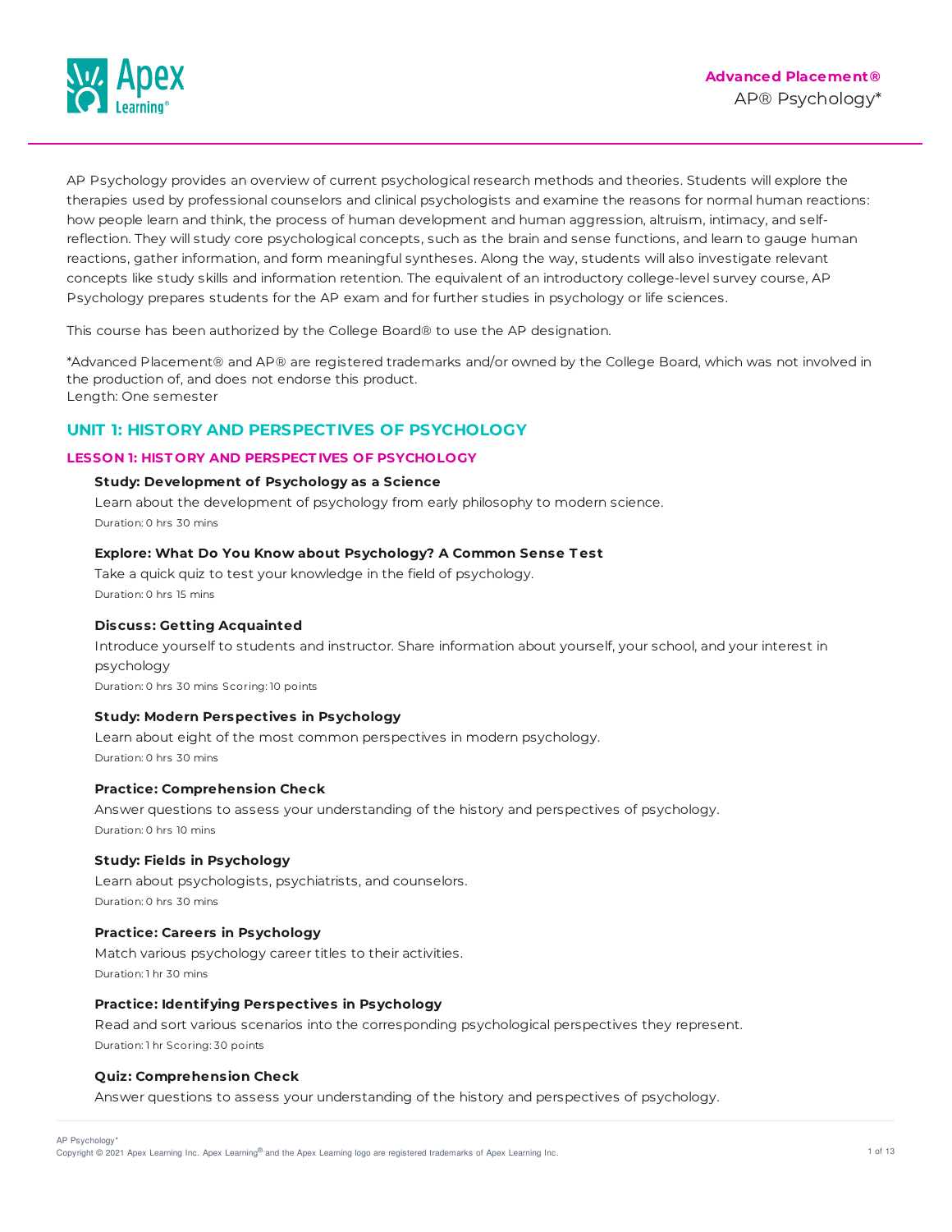**Advanced Placement®**

AP® Psychology*

AP Psychology provides an overview of current psychological research methods and theories. Students will explore the therapies used by professional counselors and clinical psychologists and examine the reasons for normal human reactions: how people learn and think, the process of human development and human aggression, altruism, intimacy, and self-reflection. They will study core psychological concepts, such as the brain and sense functions, and learn to gauge human reactions, gather information, and form meaningful syntheses. Along the way, students will also investigate relevant concepts like study skills and information retention. The equivalent of an introductory college-level survey course, AP Psychology prepares students for the AP exam and for further studies in psychology or life sciences.

This course has been authorized by the College Board® to use the AP designation.

*Advanced Placement® and AP® are registered trademarks and/or owned by the College Board, which was not involved in the production of, and does not endorse this product.
Length: One semester

## UNIT 1: HISTORY AND PERSPECTIVES OF PSYCHOLOGY

### LESSON 1: HISTORY AND PERSPECTIVES OF PSYCHOLOGY

**Study: Development of Psychology as a Science**
Learn about the development of psychology from early philosophy to modern science.
Duration: 0 hrs 30 mins

**Explore: What Do You Know about Psychology? A Common Sense Test**
Take a quick quiz to test your knowledge in the field of psychology.
Duration: 0 hrs 15 mins

**Discuss: Getting Acquainted**
Introduce yourself to students and instructor. Share information about yourself, your school, and your interest in psychology
Duration: 0 hrs 30 mins Scoring: 10 points

**Study: Modern Perspectives in Psychology**
Learn about eight of the most common perspectives in modern psychology.
Duration: 0 hrs 30 mins

**Practice: Comprehension Check**
Answer questions to assess your understanding of the history and perspectives of psychology.
Duration: 0 hrs 10 mins

**Study: Fields in Psychology**
Learn about psychologists, psychiatrists, and counselors.
Duration: 0 hrs 30 mins

**Practice: Careers in Psychology**
Match various psychology career titles to their activities.
Duration: 1 hr 30 mins

**Practice: Identifying Perspectives in Psychology**
Read and sort various scenarios into the corresponding psychological perspectives they represent.
Duration: 1 hr Scoring: 30 points

**Quiz: Comprehension Check**
Answer questions to assess your understanding of the history and perspectives of psychology.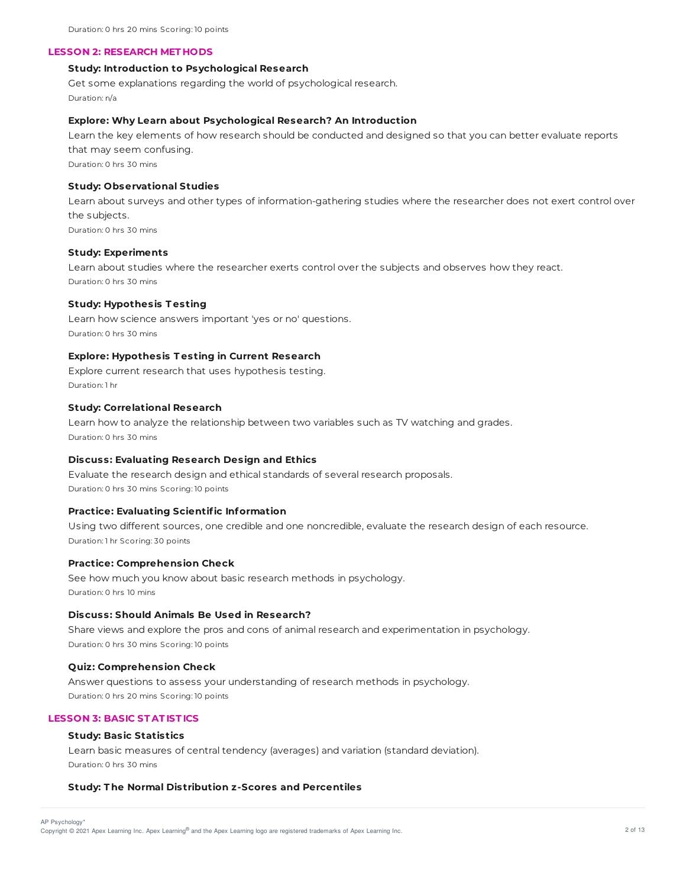Duration: 0 hrs 20 mins Scoring: 10 points

## LESSON 2: RESEARCH METHODS

**Study: Introduction to Psychological Research**

Get some explanations regarding the world of psychological research.

Duration: n/a

**Explore: Why Learn about Psychological Research? An Introduction**

Learn the key elements of how research should be conducted and designed so that you can better evaluate reports that may seem confusing.

Duration: 0 hrs 30 mins

**Study: Observational Studies**

Learn about surveys and other types of information-gathering studies where the researcher does not exert control over the subjects.

Duration: 0 hrs 30 mins

**Study: Experiments**

Learn about studies where the researcher exerts control over the subjects and observes how they react.

Duration: 0 hrs 30 mins

**Study: Hypothesis Testing**

Learn how science answers important 'yes or no' questions.

Duration: 0 hrs 30 mins

**Explore: Hypothesis Testing in Current Research**

Explore current research that uses hypothesis testing.

Duration: 1 hr

**Study: Correlational Research**

Learn how to analyze the relationship between two variables such as TV watching and grades.

Duration: 0 hrs 30 mins

**Discuss: Evaluating Research Design and Ethics**

Evaluate the research design and ethical standards of several research proposals.

Duration: 0 hrs 30 mins Scoring: 10 points

**Practice: Evaluating Scientific Information**

Using two different sources, one credible and one noncredible, evaluate the research design of each resource.

Duration: 1 hr Scoring: 30 points

**Practice: Comprehension Check**

See how much you know about basic research methods in psychology.

Duration: 0 hrs 10 mins

**Discuss: Should Animals Be Used in Research?**

Share views and explore the pros and cons of animal research and experimentation in psychology.

Duration: 0 hrs 30 mins Scoring: 10 points

**Quiz: Comprehension Check**

Answer questions to assess your understanding of research methods in psychology.

Duration: 0 hrs 20 mins Scoring: 10 points

## LESSON 3: BASIC STATISTICS

**Study: Basic Statistics**

Learn basic measures of central tendency (averages) and variation (standard deviation).

Duration: 0 hrs 30 mins

**Study: The Normal Distribution z-Scores and Percentiles**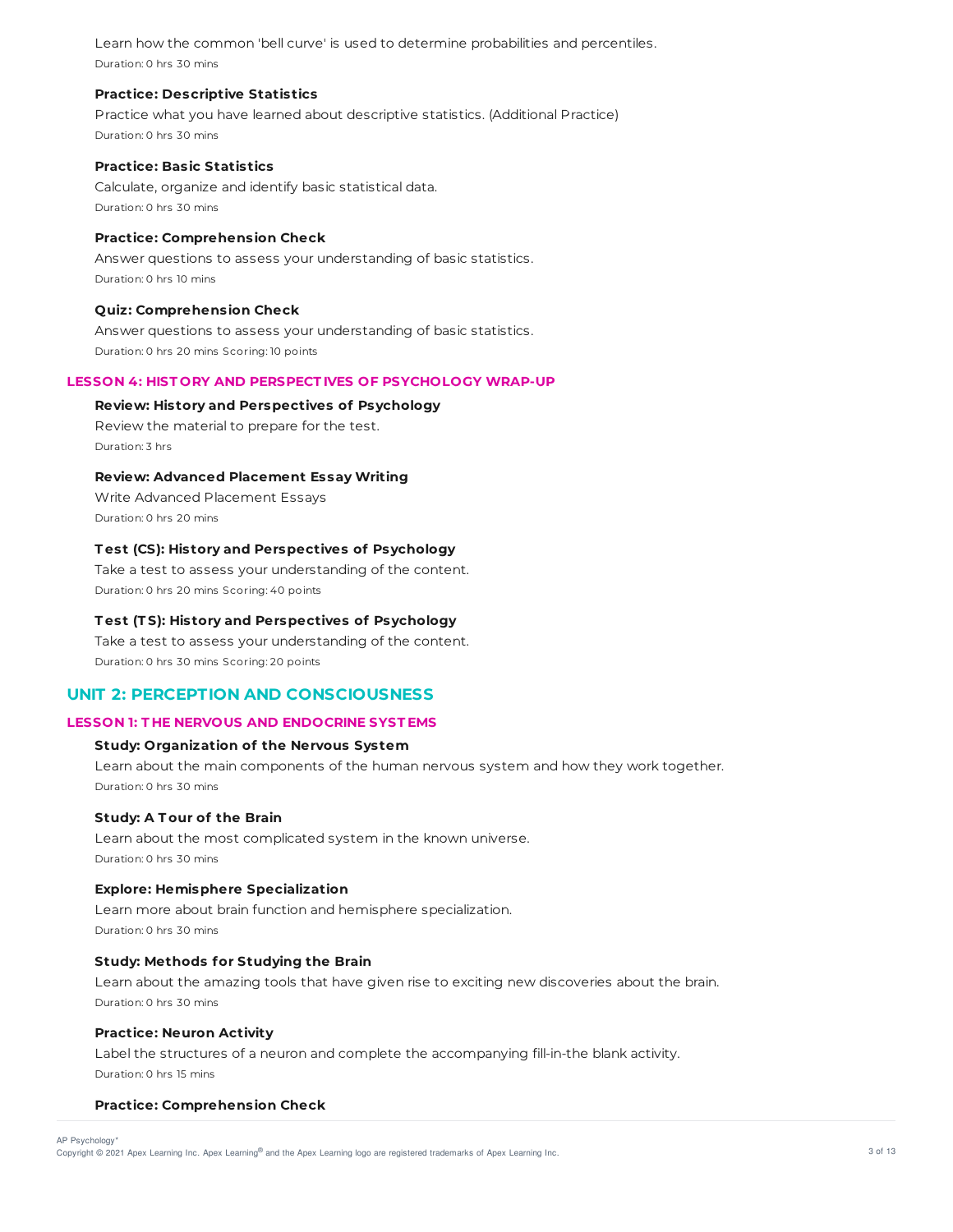Learn how the common 'bell curve' is used to determine probabilities and percentiles.

Duration: 0 hrs 30 mins

**Practice: Descriptive Statistics**

Practice what you have learned about descriptive statistics. (Additional Practice)

Duration: 0 hrs 30 mins

**Practice: Basic Statistics**

Calculate, organize and identify basic statistical data.

Duration: 0 hrs 30 mins

**Practice: Comprehension Check**

Answer questions to assess your understanding of basic statistics.

Duration: 0 hrs 10 mins

**Quiz: Comprehension Check**

Answer questions to assess your understanding of basic statistics.

Duration: 0 hrs 20 mins Scoring: 10 points

### LESSON 4: HISTORY AND PERSPECTIVES OF PSYCHOLOGY WRAP-UP

**Review: History and Perspectives of Psychology**

Review the material to prepare for the test.

Duration: 3 hrs

**Review: Advanced Placement Essay Writing**

Write Advanced Placement Essays

Duration: 0 hrs 20 mins

**Test (CS): History and Perspectives of Psychology**

Take a test to assess your understanding of the content.

Duration: 0 hrs 20 mins Scoring: 40 points

**Test (TS): History and Perspectives of Psychology**

Take a test to assess your understanding of the content.

Duration: 0 hrs 30 mins Scoring: 20 points

## UNIT 2: PERCEPTION AND CONSCIOUSNESS

### LESSON 1: THE NERVOUS AND ENDOCRINE SYSTEMS

**Study: Organization of the Nervous System**

Learn about the main components of the human nervous system and how they work together.

Duration: 0 hrs 30 mins

**Study: A Tour of the Brain**

Learn about the most complicated system in the known universe.

Duration: 0 hrs 30 mins

**Explore: Hemisphere Specialization**

Learn more about brain function and hemisphere specialization.

Duration: 0 hrs 30 mins

**Study: Methods for Studying the Brain**

Learn about the amazing tools that have given rise to exciting new discoveries about the brain.

Duration: 0 hrs 30 mins

**Practice: Neuron Activity**

Label the structures of a neuron and complete the accompanying fill-in-the blank activity.

Duration: 0 hrs 15 mins

**Practice: Comprehension Check**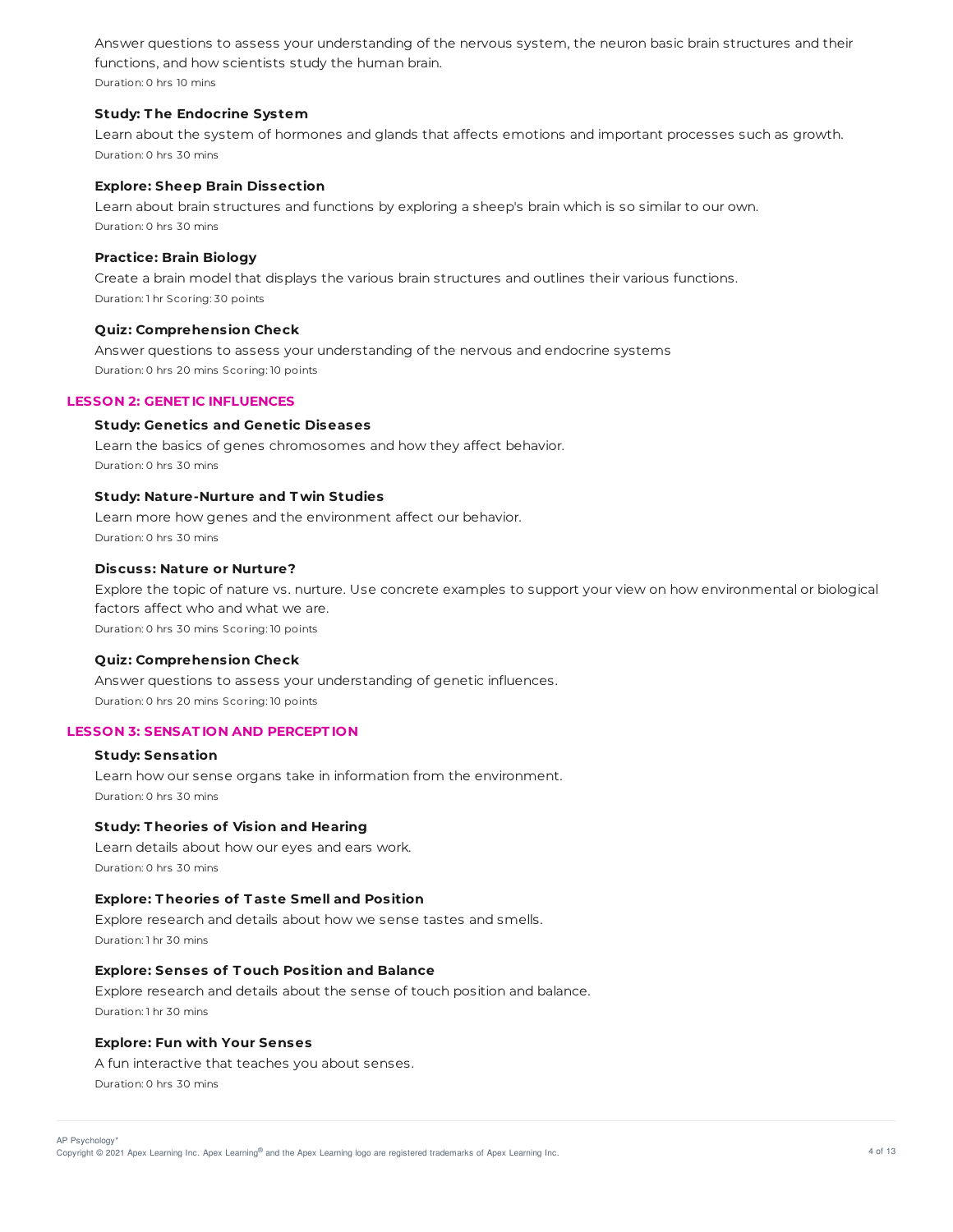Answer questions to assess your understanding of the nervous system, the neuron basic brain structures and their functions, and how scientists study the human brain.

Duration: 0 hrs 10 mins

**Study: The Endocrine System**

Learn about the system of hormones and glands that affects emotions and important processes such as growth.

Duration: 0 hrs 30 mins

**Explore: Sheep Brain Dissection**

Learn about brain structures and functions by exploring a sheep's brain which is so similar to our own.

Duration: 0 hrs 30 mins

**Practice: Brain Biology**

Create a brain model that displays the various brain structures and outlines their various functions.

Duration: 1 hr Scoring: 30 points

**Quiz: Comprehension Check**

Answer questions to assess your understanding of the nervous and endocrine systems

Duration: 0 hrs 20 mins Scoring: 10 points

## LESSON 2: GENETIC INFLUENCES

**Study: Genetics and Genetic Diseases**

Learn the basics of genes chromosomes and how they affect behavior.

Duration: 0 hrs 30 mins

**Study: Nature-Nurture and Twin Studies**

Learn more how genes and the environment affect our behavior.

Duration: 0 hrs 30 mins

**Discuss: Nature or Nurture?**

Explore the topic of nature vs. nurture. Use concrete examples to support your view on how environmental or biological factors affect who and what we are.

Duration: 0 hrs 30 mins Scoring: 10 points

**Quiz: Comprehension Check**

Answer questions to assess your understanding of genetic influences.

Duration: 0 hrs 20 mins Scoring: 10 points

## LESSON 3: SENSATION AND PERCEPTION

**Study: Sensation**

Learn how our sense organs take in information from the environment.

Duration: 0 hrs 30 mins

**Study: Theories of Vision and Hearing**

Learn details about how our eyes and ears work.

Duration: 0 hrs 30 mins

**Explore: Theories of Taste Smell and Position**

Explore research and details about how we sense tastes and smells.

Duration: 1 hr 30 mins

**Explore: Senses of Touch Position and Balance**

Explore research and details about the sense of touch position and balance.

Duration: 1 hr 30 mins

**Explore: Fun with Your Senses**

A fun interactive that teaches you about senses.

Duration: 0 hrs 30 mins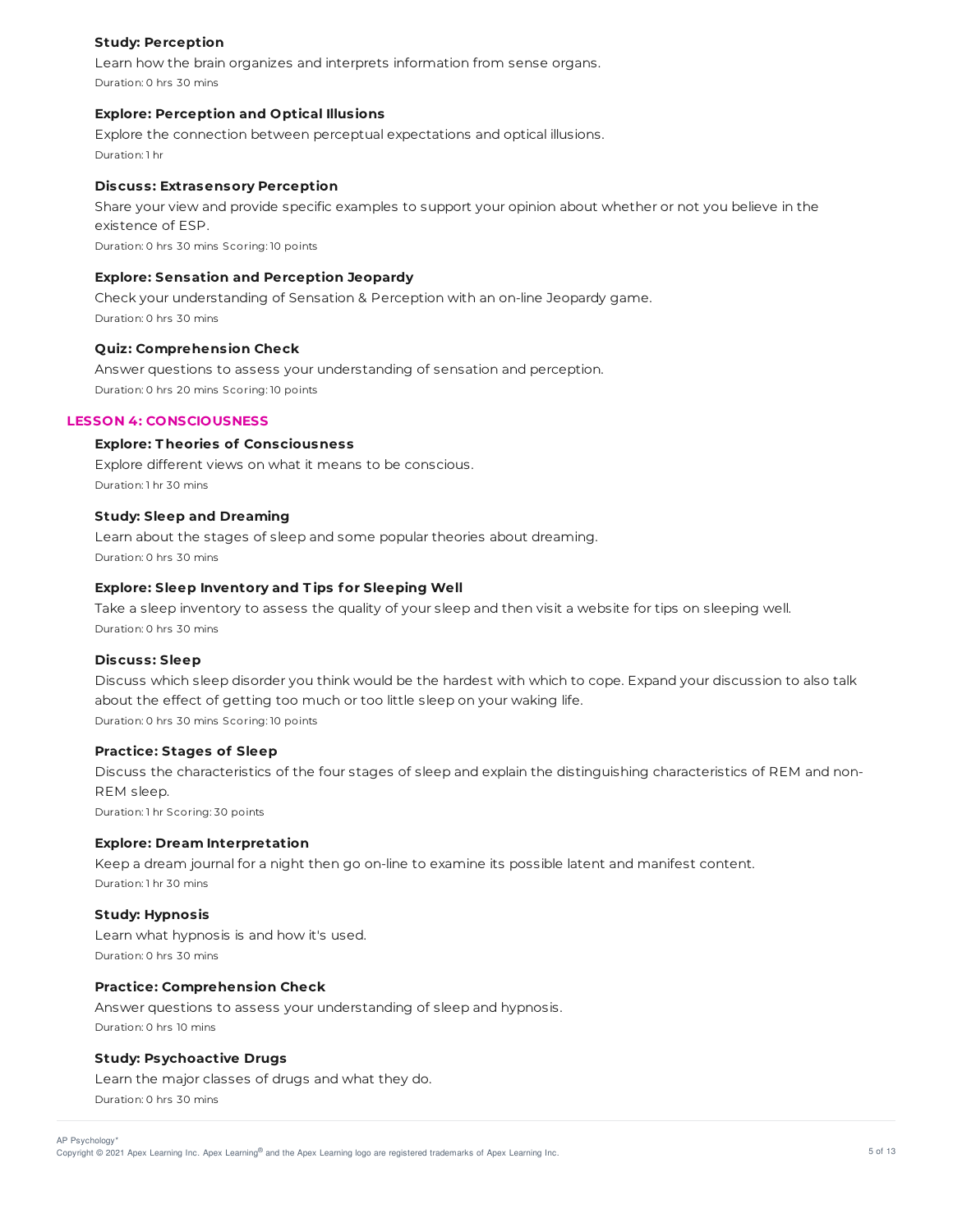**Study: Perception**

Learn how the brain organizes and interprets information from sense organs.

Duration: 0 hrs 30 mins

**Explore: Perception and Optical Illusions**

Explore the connection between perceptual expectations and optical illusions.

Duration: 1 hr

**Discuss: Extrasensory Perception**

Share your view and provide specific examples to support your opinion about whether or not you believe in the existence of ESP.

Duration: 0 hrs 30 mins Scoring: 10 points

**Explore: Sensation and Perception Jeopardy**

Check your understanding of Sensation & Perception with an on-line Jeopardy game.

Duration: 0 hrs 30 mins

**Quiz: Comprehension Check**

Answer questions to assess your understanding of sensation and perception.

Duration: 0 hrs 20 mins Scoring: 10 points

## LESSON 4: CONSCIOUSNESS

**Explore: Theories of Consciousness**

Explore different views on what it means to be conscious.

Duration: 1 hr 30 mins

**Study: Sleep and Dreaming**

Learn about the stages of sleep and some popular theories about dreaming.

Duration: 0 hrs 30 mins

**Explore: Sleep Inventory and Tips for Sleeping Well**

Take a sleep inventory to assess the quality of your sleep and then visit a website for tips on sleeping well.

Duration: 0 hrs 30 mins

**Discuss: Sleep**

Discuss which sleep disorder you think would be the hardest with which to cope. Expand your discussion to also talk about the effect of getting too much or too little sleep on your waking life.

Duration: 0 hrs 30 mins Scoring: 10 points

**Practice: Stages of Sleep**

Discuss the characteristics of the four stages of sleep and explain the distinguishing characteristics of REM and non-REM sleep.

Duration: 1 hr Scoring: 30 points

**Explore: Dream Interpretation**

Keep a dream journal for a night then go on-line to examine its possible latent and manifest content.

Duration: 1 hr 30 mins

**Study: Hypnosis**

Learn what hypnosis is and how it's used.

Duration: 0 hrs 30 mins

**Practice: Comprehension Check**

Answer questions to assess your understanding of sleep and hypnosis.

Duration: 0 hrs 10 mins

**Study: Psychoactive Drugs**

Learn the major classes of drugs and what they do.

Duration: 0 hrs 30 mins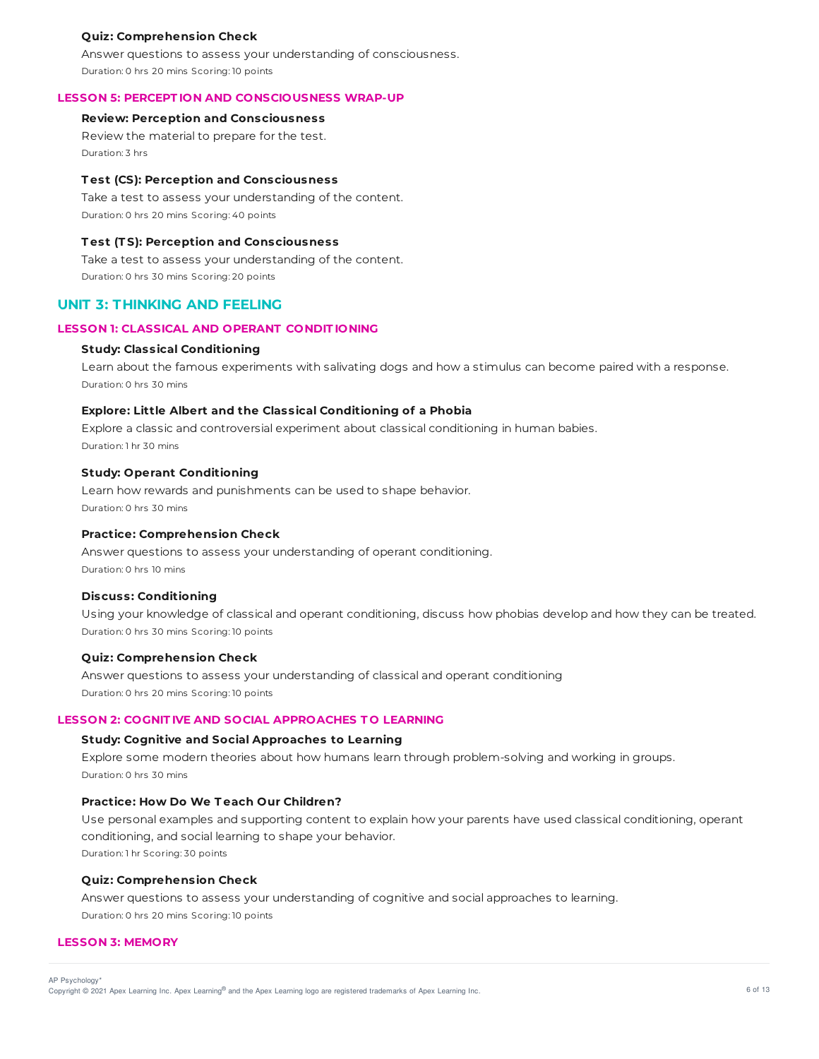**Quiz: Comprehension Check**

Answer questions to assess your understanding of consciousness.

Duration: 0 hrs 20 mins Scoring: 10 points

#### LESSON 5: PERCEPTION AND CONSCIOUSNESS WRAP-UP

**Review: Perception and Consciousness**

Review the material to prepare for the test.

Duration: 3 hrs

**Test (CS): Perception and Consciousness**

Take a test to assess your understanding of the content.

Duration: 0 hrs 20 mins Scoring: 40 points

**Test (TS): Perception and Consciousness**

Take a test to assess your understanding of the content.

Duration: 0 hrs 30 mins Scoring: 20 points

### UNIT 3: THINKING AND FEELING

#### LESSON 1: CLASSICAL AND OPERANT CONDITIONING

**Study: Classical Conditioning**

Learn about the famous experiments with salivating dogs and how a stimulus can become paired with a response.

Duration: 0 hrs 30 mins

**Explore: Little Albert and the Classical Conditioning of a Phobia**

Explore a classic and controversial experiment about classical conditioning in human babies.

Duration: 1 hr 30 mins

**Study: Operant Conditioning**

Learn how rewards and punishments can be used to shape behavior.

Duration: 0 hrs 30 mins

**Practice: Comprehension Check**

Answer questions to assess your understanding of operant conditioning.

Duration: 0 hrs 10 mins

**Discuss: Conditioning**

Using your knowledge of classical and operant conditioning, discuss how phobias develop and how they can be treated.

Duration: 0 hrs 30 mins Scoring: 10 points

**Quiz: Comprehension Check**

Answer questions to assess your understanding of classical and operant conditioning

Duration: 0 hrs 20 mins Scoring: 10 points

#### LESSON 2: COGNITIVE AND SOCIAL APPROACHES TO LEARNING

**Study: Cognitive and Social Approaches to Learning**

Explore some modern theories about how humans learn through problem-solving and working in groups.

Duration: 0 hrs 30 mins

**Practice: How Do We Teach Our Children?**

Use personal examples and supporting content to explain how your parents have used classical conditioning, operant conditioning, and social learning to shape your behavior.

Duration: 1 hr Scoring: 30 points

**Quiz: Comprehension Check**

Answer questions to assess your understanding of cognitive and social approaches to learning.

Duration: 0 hrs 20 mins Scoring: 10 points

#### LESSON 3: MEMORY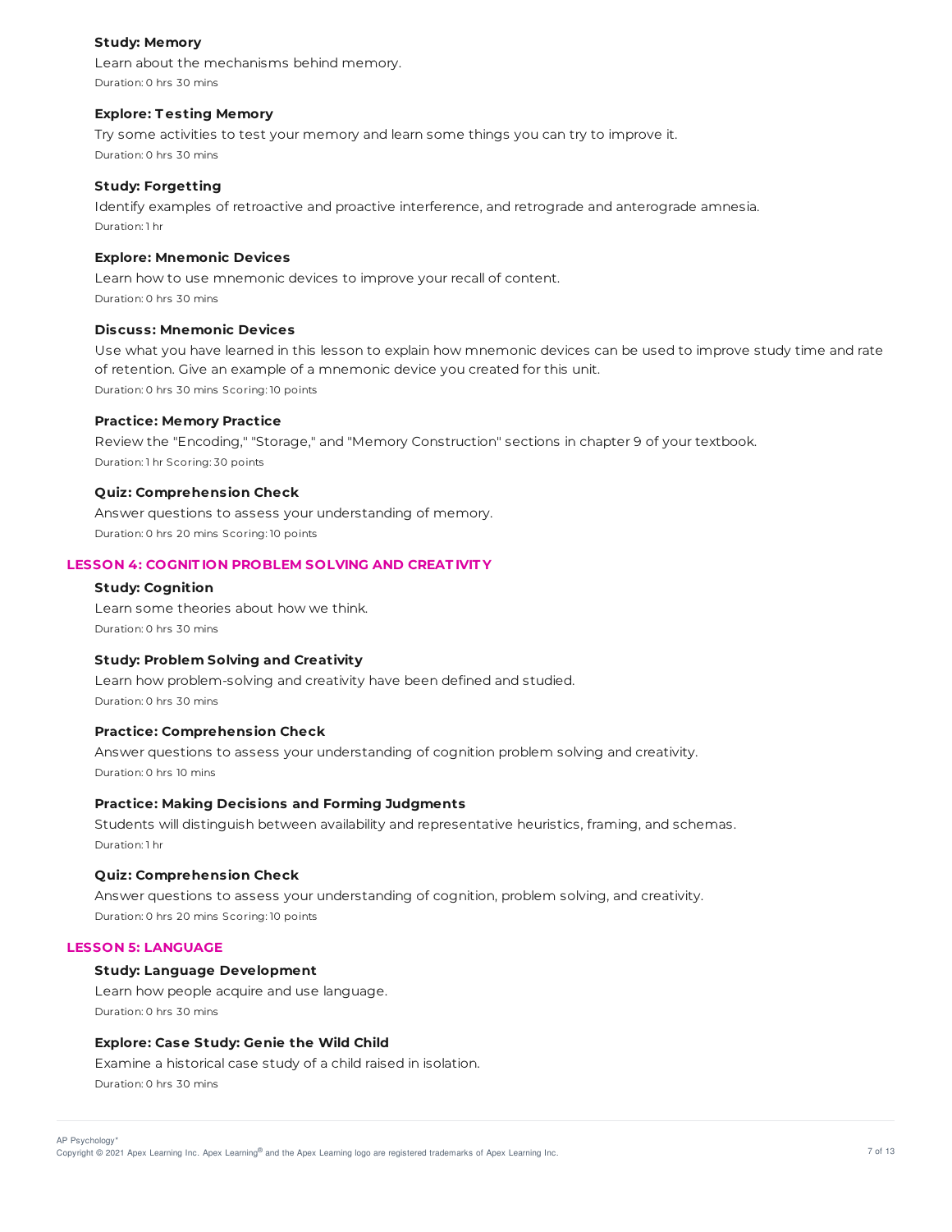**Study: Memory**

Learn about the mechanisms behind memory.

Duration: 0 hrs 30 mins

**Explore: Testing Memory**

Try some activities to test your memory and learn some things you can try to improve it.

Duration: 0 hrs 30 mins

**Study: Forgetting**

Identify examples of retroactive and proactive interference, and retrograde and anterograde amnesia.

Duration: 1 hr

**Explore: Mnemonic Devices**

Learn how to use mnemonic devices to improve your recall of content.

Duration: 0 hrs 30 mins

**Discuss: Mnemonic Devices**

Use what you have learned in this lesson to explain how mnemonic devices can be used to improve study time and rate of retention. Give an example of a mnemonic device you created for this unit.

Duration: 0 hrs 30 mins Scoring: 10 points

**Practice: Memory Practice**

Review the "Encoding," "Storage," and "Memory Construction" sections in chapter 9 of your textbook.

Duration: 1 hr Scoring: 30 points

**Quiz: Comprehension Check**

Answer questions to assess your understanding of memory.

Duration: 0 hrs 20 mins Scoring: 10 points

## LESSON 4: COGNITION PROBLEM SOLVING AND CREATIVITY

**Study: Cognition**

Learn some theories about how we think.

Duration: 0 hrs 30 mins

**Study: Problem Solving and Creativity**

Learn how problem-solving and creativity have been defined and studied.

Duration: 0 hrs 30 mins

**Practice: Comprehension Check**

Answer questions to assess your understanding of cognition problem solving and creativity.

Duration: 0 hrs 10 mins

**Practice: Making Decisions and Forming Judgments**

Students will distinguish between availability and representative heuristics, framing, and schemas.

Duration: 1 hr

**Quiz: Comprehension Check**

Answer questions to assess your understanding of cognition, problem solving, and creativity.

Duration: 0 hrs 20 mins Scoring: 10 points

## LESSON 5: LANGUAGE

**Study: Language Development**

Learn how people acquire and use language.

Duration: 0 hrs 30 mins

**Explore: Case Study: Genie the Wild Child**

Examine a historical case study of a child raised in isolation.

Duration: 0 hrs 30 mins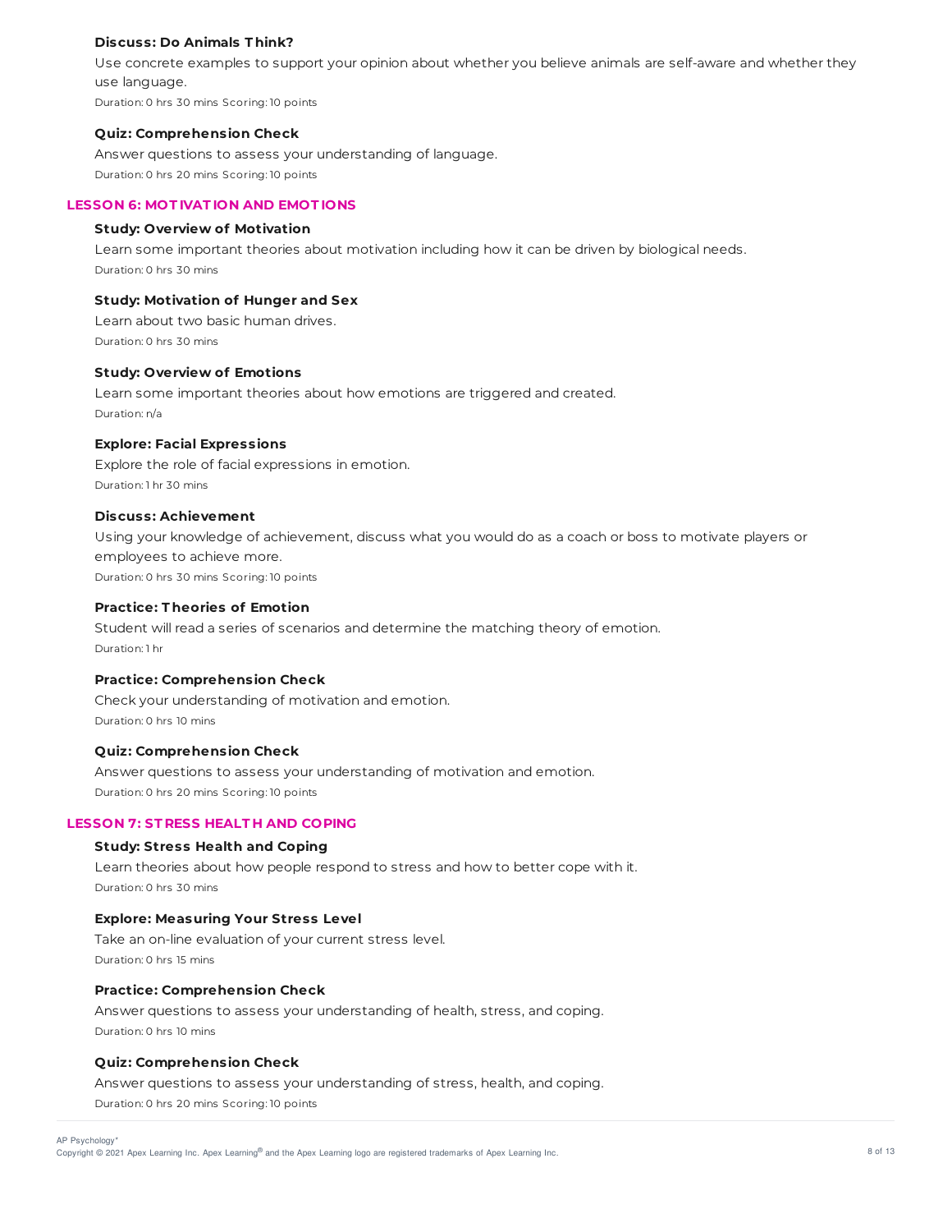**Discuss: Do Animals Think?**

Use concrete examples to support your opinion about whether you believe animals are self-aware and whether they use language.

Duration: 0 hrs 30 mins Scoring: 10 points

**Quiz: Comprehension Check**

Answer questions to assess your understanding of language.

Duration: 0 hrs 20 mins Scoring: 10 points

## LESSON 6: MOTIVATION AND EMOTIONS

**Study: Overview of Motivation**

Learn some important theories about motivation including how it can be driven by biological needs.

Duration: 0 hrs 30 mins

**Study: Motivation of Hunger and Sex**

Learn about two basic human drives.

Duration: 0 hrs 30 mins

**Study: Overview of Emotions**

Learn some important theories about how emotions are triggered and created.

Duration: n/a

**Explore: Facial Expressions**

Explore the role of facial expressions in emotion.

Duration: 1 hr 30 mins

**Discuss: Achievement**

Using your knowledge of achievement, discuss what you would do as a coach or boss to motivate players or employees to achieve more.

Duration: 0 hrs 30 mins Scoring: 10 points

**Practice: Theories of Emotion**

Student will read a series of scenarios and determine the matching theory of emotion.

Duration: 1 hr

**Practice: Comprehension Check**

Check your understanding of motivation and emotion.

Duration: 0 hrs 10 mins

**Quiz: Comprehension Check**

Answer questions to assess your understanding of motivation and emotion.

Duration: 0 hrs 20 mins Scoring: 10 points

## LESSON 7: STRESS HEALTH AND COPING

**Study: Stress Health and Coping**

Learn theories about how people respond to stress and how to better cope with it.

Duration: 0 hrs 30 mins

**Explore: Measuring Your Stress Level**

Take an on-line evaluation of your current stress level.

Duration: 0 hrs 15 mins

**Practice: Comprehension Check**

Answer questions to assess your understanding of health, stress, and coping.

Duration: 0 hrs 10 mins

**Quiz: Comprehension Check**

Answer questions to assess your understanding of stress, health, and coping.

Duration: 0 hrs 20 mins Scoring: 10 points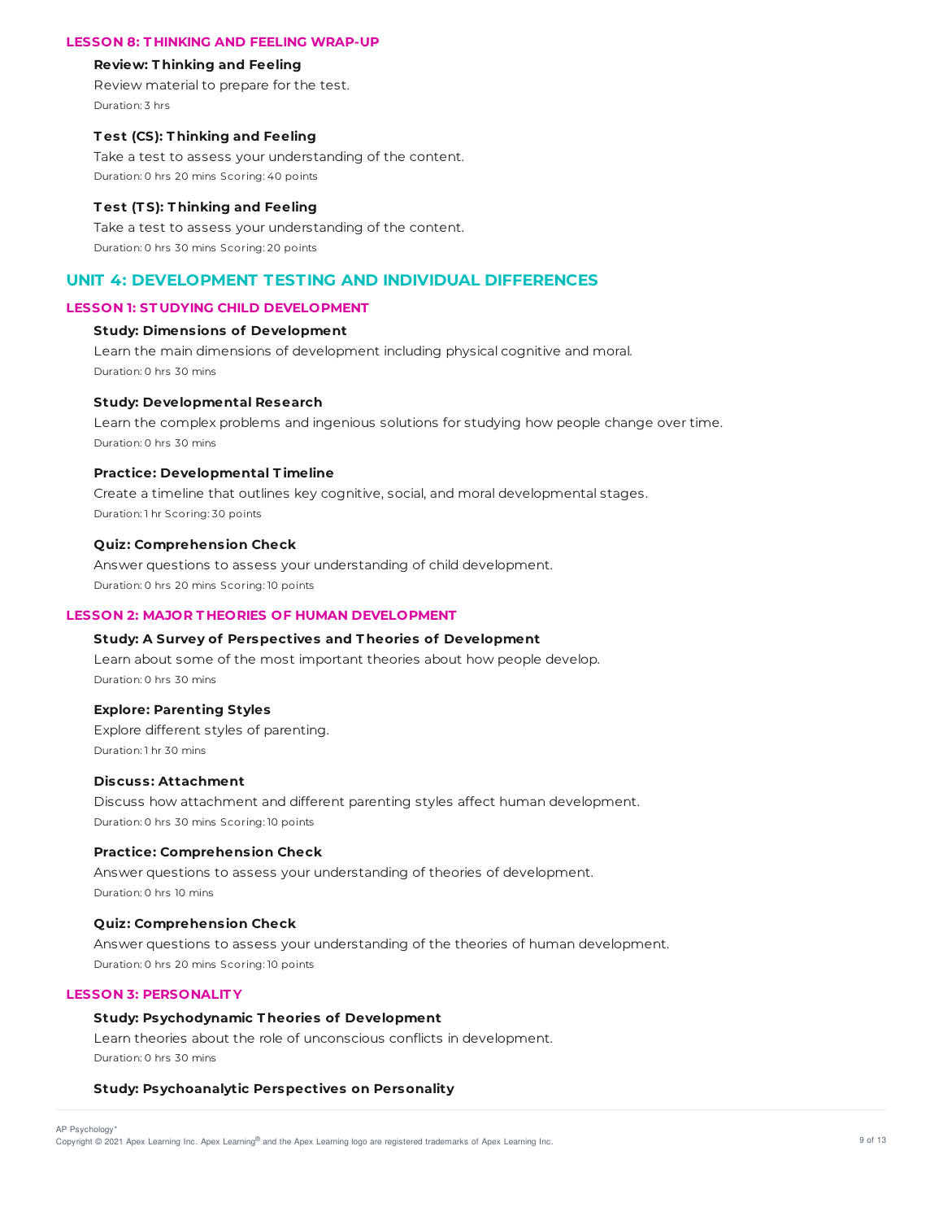### LESSON 8: THINKING AND FEELING WRAP-UP

**Review: Thinking and Feeling**

Review material to prepare for the test.

Duration: 3 hrs

**Test (CS): Thinking and Feeling**

Take a test to assess your understanding of the content.

Duration: 0 hrs 20 mins Scoring: 40 points

**Test (TS): Thinking and Feeling**

Take a test to assess your understanding of the content.

Duration: 0 hrs 30 mins Scoring: 20 points

## UNIT 4: DEVELOPMENT TESTING AND INDIVIDUAL DIFFERENCES

### LESSON 1: STUDYING CHILD DEVELOPMENT

**Study: Dimensions of Development**

Learn the main dimensions of development including physical cognitive and moral.

Duration: 0 hrs 30 mins

**Study: Developmental Research**

Learn the complex problems and ingenious solutions for studying how people change over time.

Duration: 0 hrs 30 mins

**Practice: Developmental Timeline**

Create a timeline that outlines key cognitive, social, and moral developmental stages.

Duration: 1 hr Scoring: 30 points

**Quiz: Comprehension Check**

Answer questions to assess your understanding of child development.

Duration: 0 hrs 20 mins Scoring: 10 points

### LESSON 2: MAJOR THEORIES OF HUMAN DEVELOPMENT

**Study: A Survey of Perspectives and Theories of Development**

Learn about some of the most important theories about how people develop.

Duration: 0 hrs 30 mins

**Explore: Parenting Styles**

Explore different styles of parenting.

Duration: 1 hr 30 mins

**Discuss: Attachment**

Discuss how attachment and different parenting styles affect human development.

Duration: 0 hrs 30 mins Scoring: 10 points

**Practice: Comprehension Check**

Answer questions to assess your understanding of theories of development.

Duration: 0 hrs 10 mins

**Quiz: Comprehension Check**

Answer questions to assess your understanding of the theories of human development.

Duration: 0 hrs 20 mins Scoring: 10 points

### LESSON 3: PERSONALITY

**Study: Psychodynamic Theories of Development**

Learn theories about the role of unconscious conflicts in development.

Duration: 0 hrs 30 mins

**Study: Psychoanalytic Perspectives on Personality**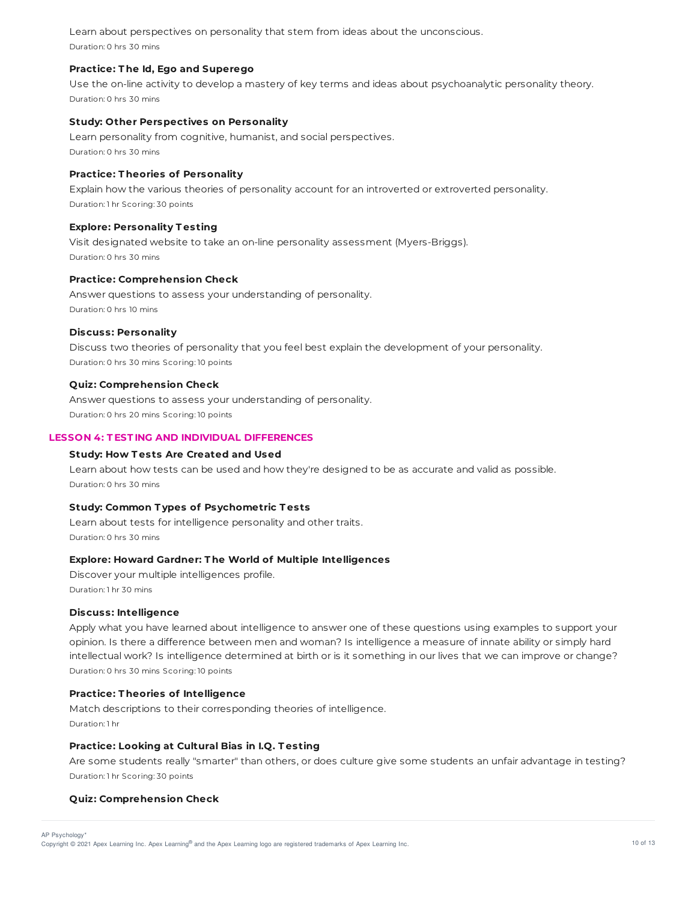Learn about perspectives on personality that stem from ideas about the unconscious.

Duration: 0 hrs 30 mins

**Practice: The Id, Ego and Superego**

Use the on-line activity to develop a mastery of key terms and ideas about psychoanalytic personality theory.

Duration: 0 hrs 30 mins

**Study: Other Perspectives on Personality**

Learn personality from cognitive, humanist, and social perspectives.

Duration: 0 hrs 30 mins

**Practice: Theories of Personality**

Explain how the various theories of personality account for an introverted or extroverted personality.

Duration: 1 hr Scoring: 30 points

**Explore: Personality Testing**

Visit designated website to take an on-line personality assessment (Myers-Briggs).

Duration: 0 hrs 30 mins

**Practice: Comprehension Check**

Answer questions to assess your understanding of personality.

Duration: 0 hrs 10 mins

**Discuss: Personality**

Discuss two theories of personality that you feel best explain the development of your personality.

Duration: 0 hrs 30 mins Scoring: 10 points

**Quiz: Comprehension Check**

Answer questions to assess your understanding of personality.

Duration: 0 hrs 20 mins Scoring: 10 points

## LESSON 4: TESTING AND INDIVIDUAL DIFFERENCES

**Study: How Tests Are Created and Used**

Learn about how tests can be used and how they're designed to be as accurate and valid as possible.

Duration: 0 hrs 30 mins

**Study: Common Types of Psychometric Tests**

Learn about tests for intelligence personality and other traits.

Duration: 0 hrs 30 mins

**Explore: Howard Gardner: The World of Multiple Intelligences**

Discover your multiple intelligences profile.

Duration: 1 hr 30 mins

**Discuss: Intelligence**

Apply what you have learned about intelligence to answer one of these questions using examples to support your opinion. Is there a difference between men and woman? Is intelligence a measure of innate ability or simply hard intellectual work? Is intelligence determined at birth or is it something in our lives that we can improve or change?

Duration: 0 hrs 30 mins Scoring: 10 points

**Practice: Theories of Intelligence**

Match descriptions to their corresponding theories of intelligence.

Duration: 1 hr

**Practice: Looking at Cultural Bias in I.Q. Testing**

Are some students really "smarter" than others, or does culture give some students an unfair advantage in testing?

Duration: 1 hr Scoring: 30 points

**Quiz: Comprehension Check**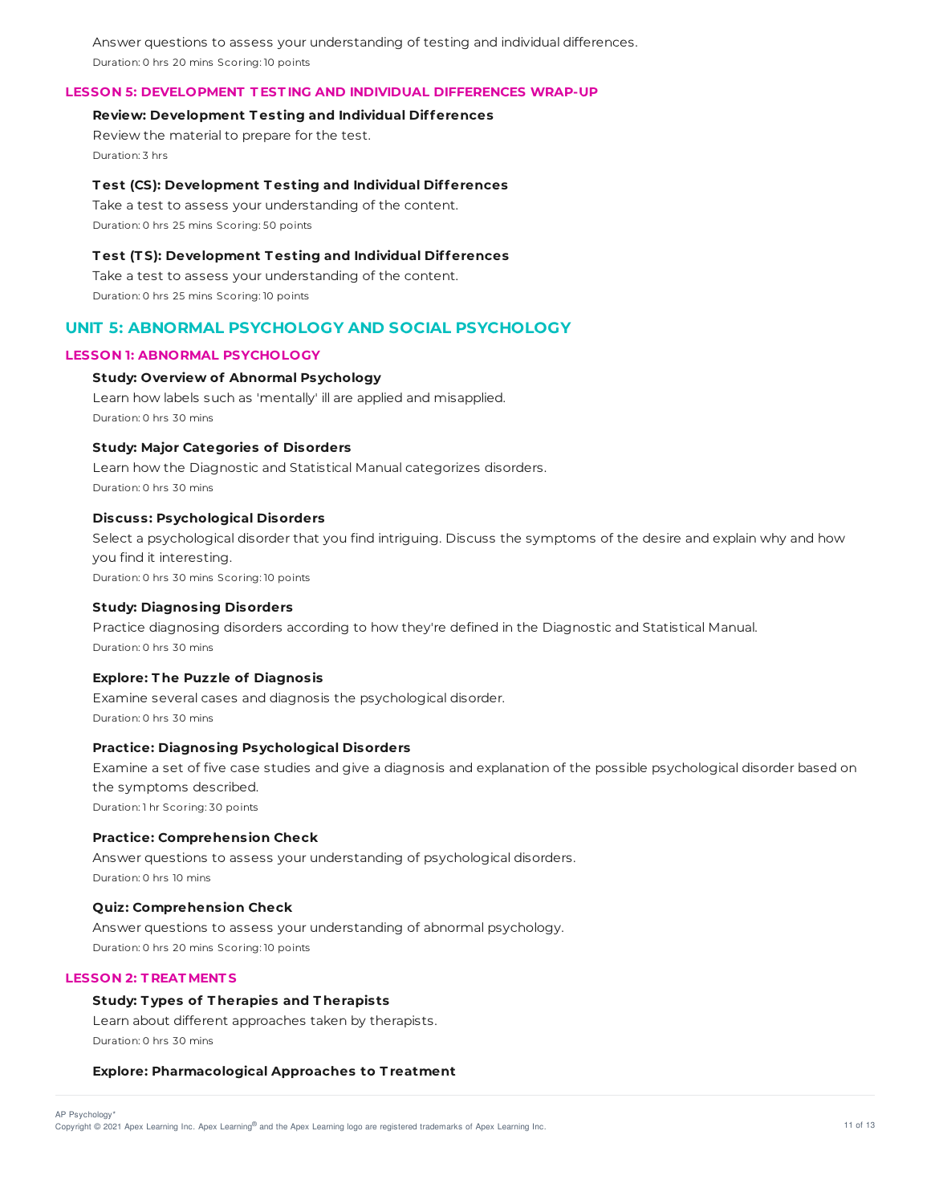Answer questions to assess your understanding of testing and individual differences.

Duration: 0 hrs 20 mins Scoring: 10 points

### LESSON 5: DEVELOPMENT TESTING AND INDIVIDUAL DIFFERENCES WRAP-UP

**Review: Development Testing and Individual Differences**

Review the material to prepare for the test.

Duration: 3 hrs

**Test (CS): Development Testing and Individual Differences**

Take a test to assess your understanding of the content.

Duration: 0 hrs 25 mins Scoring: 50 points

**Test (TS): Development Testing and Individual Differences**

Take a test to assess your understanding of the content.

Duration: 0 hrs 25 mins Scoring: 10 points

## UNIT 5: ABNORMAL PSYCHOLOGY AND SOCIAL PSYCHOLOGY

### LESSON 1: ABNORMAL PSYCHOLOGY

**Study: Overview of Abnormal Psychology**

Learn how labels such as 'mentally' ill are applied and misapplied.

Duration: 0 hrs 30 mins

**Study: Major Categories of Disorders**

Learn how the Diagnostic and Statistical Manual categorizes disorders.

Duration: 0 hrs 30 mins

**Discuss: Psychological Disorders**

Select a psychological disorder that you find intriguing. Discuss the symptoms of the desire and explain why and how you find it interesting.

Duration: 0 hrs 30 mins Scoring: 10 points

**Study: Diagnosing Disorders**

Practice diagnosing disorders according to how they're defined in the Diagnostic and Statistical Manual.

Duration: 0 hrs 30 mins

**Explore: The Puzzle of Diagnosis**

Examine several cases and diagnosis the psychological disorder.

Duration: 0 hrs 30 mins

**Practice: Diagnosing Psychological Disorders**

Examine a set of five case studies and give a diagnosis and explanation of the possible psychological disorder based on the symptoms described.

Duration: 1 hr Scoring: 30 points

**Practice: Comprehension Check**

Answer questions to assess your understanding of psychological disorders.

Duration: 0 hrs 10 mins

**Quiz: Comprehension Check**

Answer questions to assess your understanding of abnormal psychology.

Duration: 0 hrs 20 mins Scoring: 10 points

### LESSON 2: TREATMENTS

**Study: Types of Therapies and Therapists**

Learn about different approaches taken by therapists.

Duration: 0 hrs 30 mins

**Explore: Pharmacological Approaches to Treatment**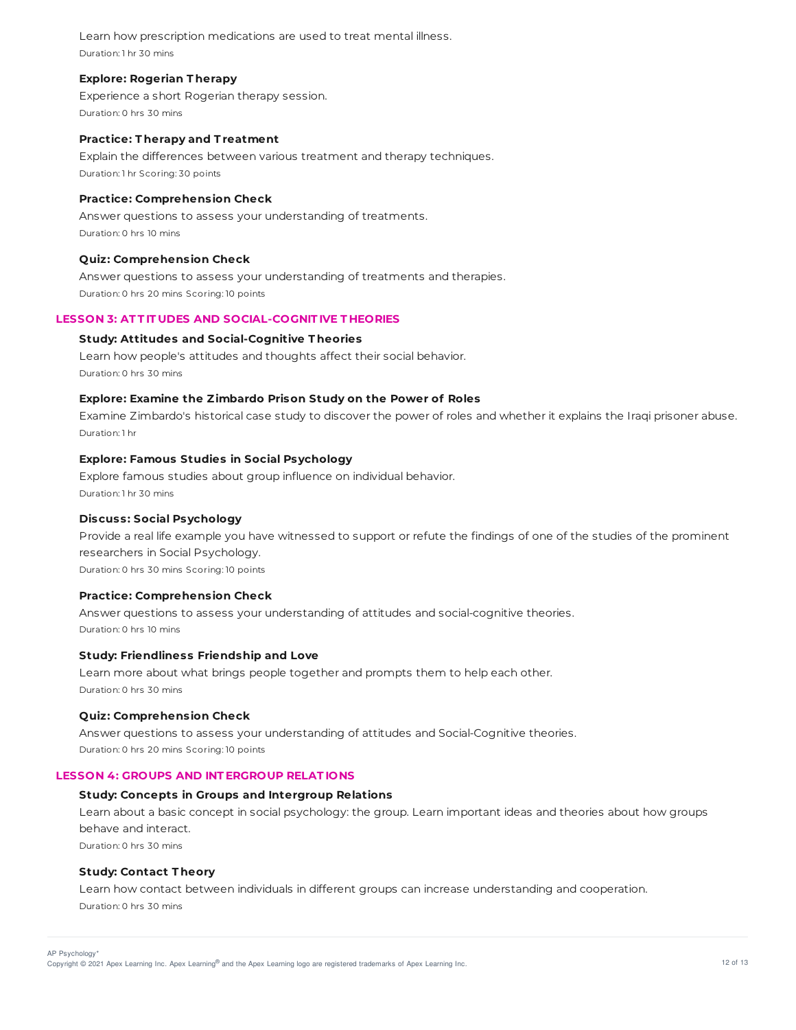Learn how prescription medications are used to treat mental illness.

Duration: 1 hr 30 mins

**Explore: Rogerian Therapy**

Experience a short Rogerian therapy session.

Duration: 0 hrs 30 mins

**Practice: Therapy and Treatment**

Explain the differences between various treatment and therapy techniques.

Duration: 1 hr Scoring: 30 points

**Practice: Comprehension Check**

Answer questions to assess your understanding of treatments.

Duration: 0 hrs 10 mins

**Quiz: Comprehension Check**

Answer questions to assess your understanding of treatments and therapies.

Duration: 0 hrs 20 mins Scoring: 10 points

## LESSON 3: ATTITUDES AND SOCIAL-COGNITIVE THEORIES

**Study: Attitudes and Social-Cognitive Theories**

Learn how people's attitudes and thoughts affect their social behavior.

Duration: 0 hrs 30 mins

**Explore: Examine the Zimbardo Prison Study on the Power of Roles**

Examine Zimbardo's historical case study to discover the power of roles and whether it explains the Iraqi prisoner abuse.

Duration: 1 hr

**Explore: Famous Studies in Social Psychology**

Explore famous studies about group influence on individual behavior.

Duration: 1 hr 30 mins

**Discuss: Social Psychology**

Provide a real life example you have witnessed to support or refute the findings of one of the studies of the prominent researchers in Social Psychology.

Duration: 0 hrs 30 mins Scoring: 10 points

**Practice: Comprehension Check**

Answer questions to assess your understanding of attitudes and social-cognitive theories.

Duration: 0 hrs 10 mins

**Study: Friendliness Friendship and Love**

Learn more about what brings people together and prompts them to help each other.

Duration: 0 hrs 30 mins

**Quiz: Comprehension Check**

Answer questions to assess your understanding of attitudes and Social-Cognitive theories.

Duration: 0 hrs 20 mins Scoring: 10 points

## LESSON 4: GROUPS AND INTERGROUP RELATIONS

**Study: Concepts in Groups and Intergroup Relations**

Learn about a basic concept in social psychology: the group. Learn important ideas and theories about how groups behave and interact.

Duration: 0 hrs 30 mins

**Study: Contact Theory**

Learn how contact between individuals in different groups can increase understanding and cooperation.

Duration: 0 hrs 30 mins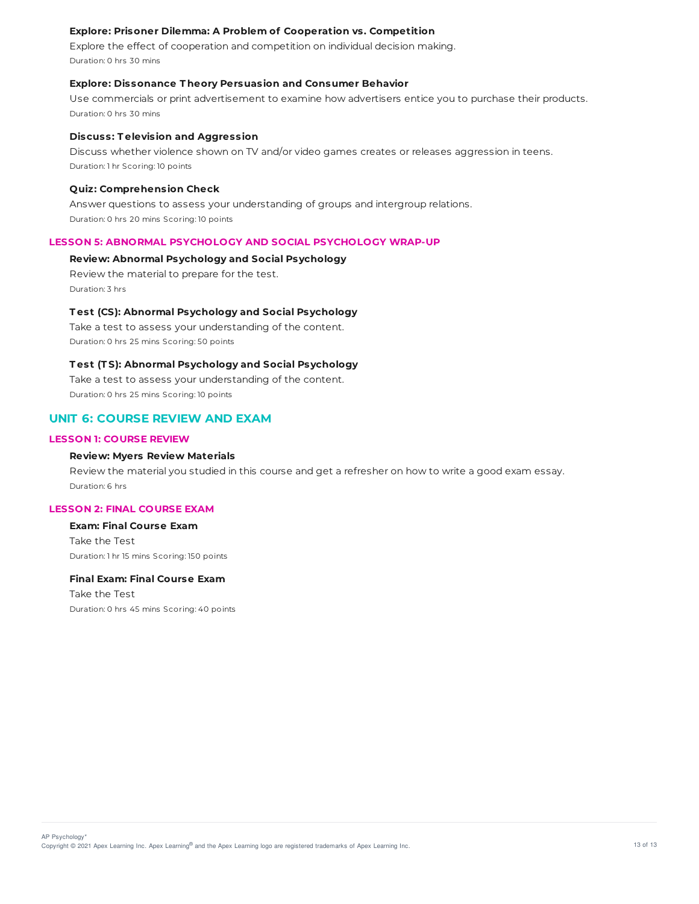#### Explore: Prisoner Dilemma: A Problem of Cooperation vs. Competition

Explore the effect of cooperation and competition on individual decision making.

Duration: 0 hrs 30 mins

#### Explore: Dissonance Theory Persuasion and Consumer Behavior

Use commercials or print advertisement to examine how advertisers entice you to purchase their products.

Duration: 0 hrs 30 mins

#### Discuss: Television and Aggression

Discuss whether violence shown on TV and/or video games creates or releases aggression in teens.

Duration: 1 hr Scoring: 10 points

#### Quiz: Comprehension Check

Answer questions to assess your understanding of groups and intergroup relations.

Duration: 0 hrs 20 mins Scoring: 10 points

### LESSON 5: ABNORMAL PSYCHOLOGY AND SOCIAL PSYCHOLOGY WRAP-UP

#### Review: Abnormal Psychology and Social Psychology

Review the material to prepare for the test.

Duration: 3 hrs

#### Test (CS): Abnormal Psychology and Social Psychology

Take a test to assess your understanding of the content.

Duration: 0 hrs 25 mins Scoring: 50 points

#### Test (TS): Abnormal Psychology and Social Psychology

Take a test to assess your understanding of the content.

Duration: 0 hrs 25 mins Scoring: 10 points

## UNIT 6: COURSE REVIEW AND EXAM

### LESSON 1: COURSE REVIEW

#### Review: Myers Review Materials

Review the material you studied in this course and get a refresher on how to write a good exam essay.

Duration: 6 hrs

### LESSON 2: FINAL COURSE EXAM

#### Exam: Final Course Exam

Take the Test

Duration: 1 hr 15 mins Scoring: 150 points

#### Final Exam: Final Course Exam

Take the Test

Duration: 0 hrs 45 mins Scoring: 40 points